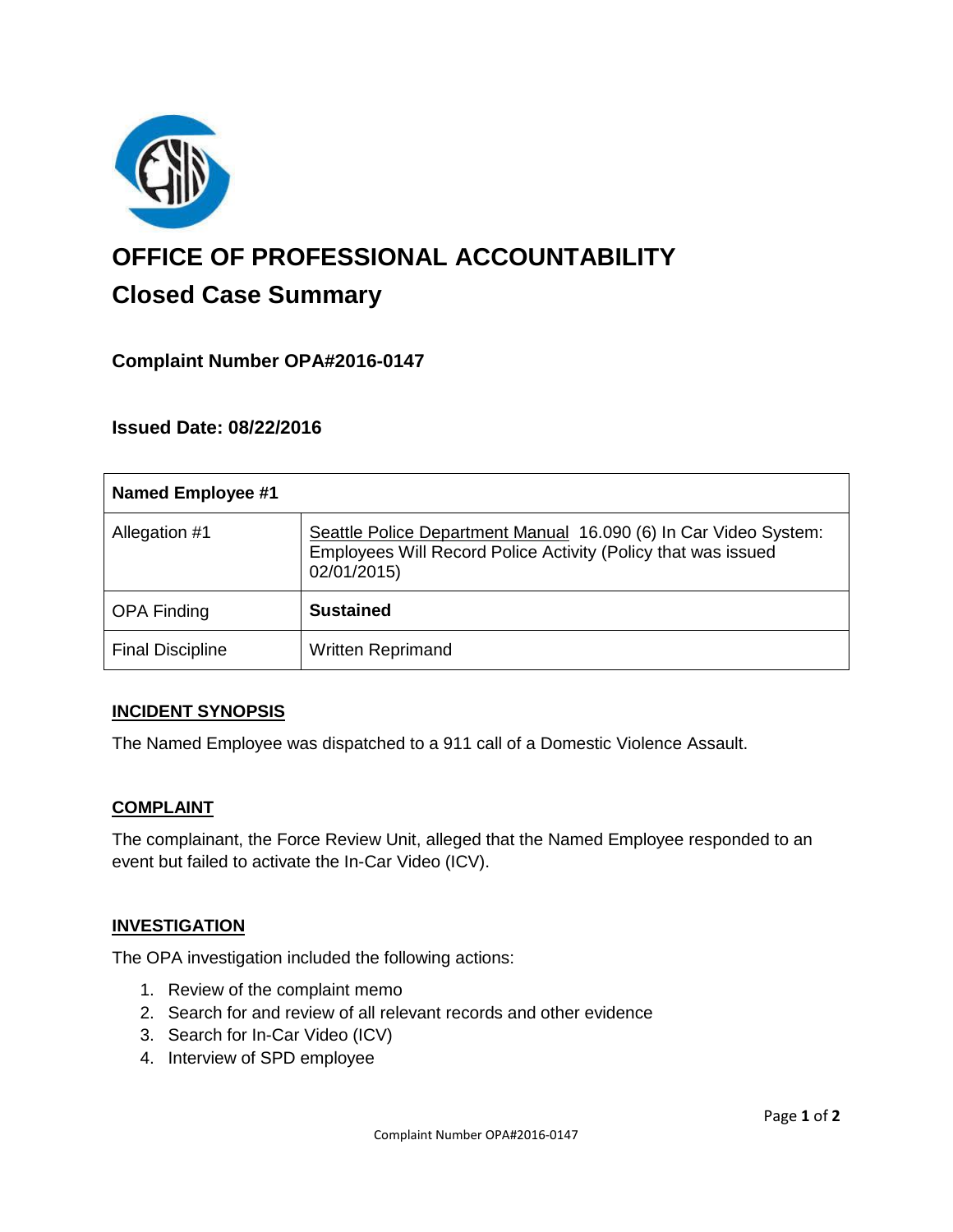# OFFICE OF PROFESSIONAL ACCOUNTABILITY

## Closed Case Summary

### Complaint Number OPA#2016-0147

### Issued Date: 08/22/2016

| Named Employee #1 | |
|---|---|
| Allegation #1 | Seattle Police Department Manual 16.090 (6) In Car Video System: Employees Will Record Police Activity (Policy that was issued 02/01/2015) |
| OPA Finding | **Sustained** |
| Final Discipline | Written Reprimand |

**INCIDENT SYNOPSIS**

The Named Employee was dispatched to a 911 call of a Domestic Violence Assault.

**COMPLAINT**

The complainant, the Force Review Unit, alleged that the Named Employee responded to an event but failed to activate the In-Car Video (ICV).

**INVESTIGATION**

The OPA investigation included the following actions:

1. Review of the complaint memo
2. Search for and review of all relevant records and other evidence
3. Search for In-Car Video (ICV)
4. Interview of SPD employee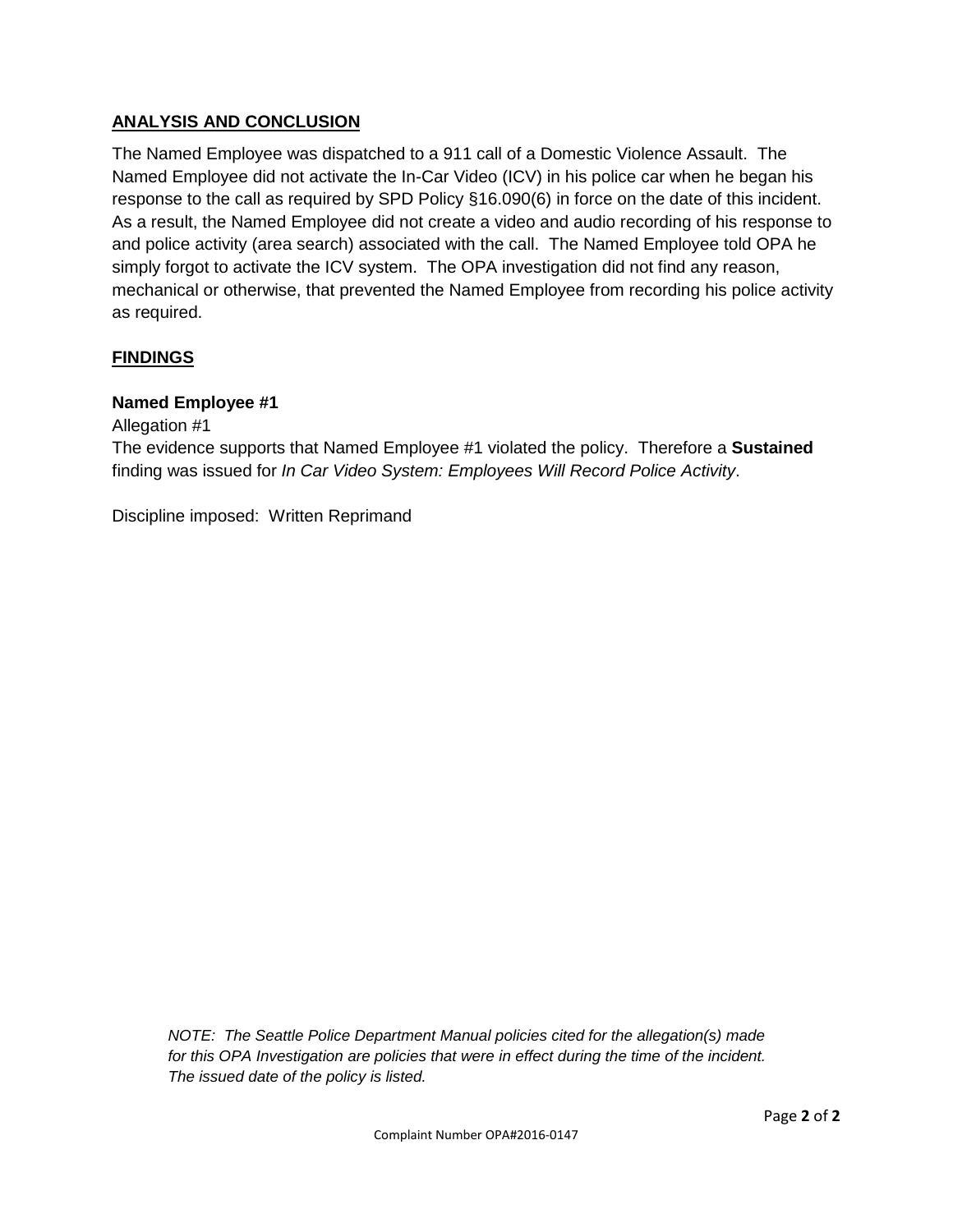## ANALYSIS AND CONCLUSION

The Named Employee was dispatched to a 911 call of a Domestic Violence Assault. The Named Employee did not activate the In-Car Video (ICV) in his police car when he began his response to the call as required by SPD Policy §16.090(6) in force on the date of this incident. As a result, the Named Employee did not create a video and audio recording of his response to and police activity (area search) associated with the call. The Named Employee told OPA he simply forgot to activate the ICV system. The OPA investigation did not find any reason, mechanical or otherwise, that prevented the Named Employee from recording his police activity as required.

## FINDINGS

**Named Employee #1**

Allegation #1

The evidence supports that Named Employee #1 violated the policy. Therefore a **Sustained** finding was issued for *In Car Video System: Employees Will Record Police Activity*.

Discipline imposed: Written Reprimand

*NOTE: The Seattle Police Department Manual policies cited for the allegation(s) made for this OPA Investigation are policies that were in effect during the time of the incident. The issued date of the policy is listed.*

Complaint Number OPA#2016-0147